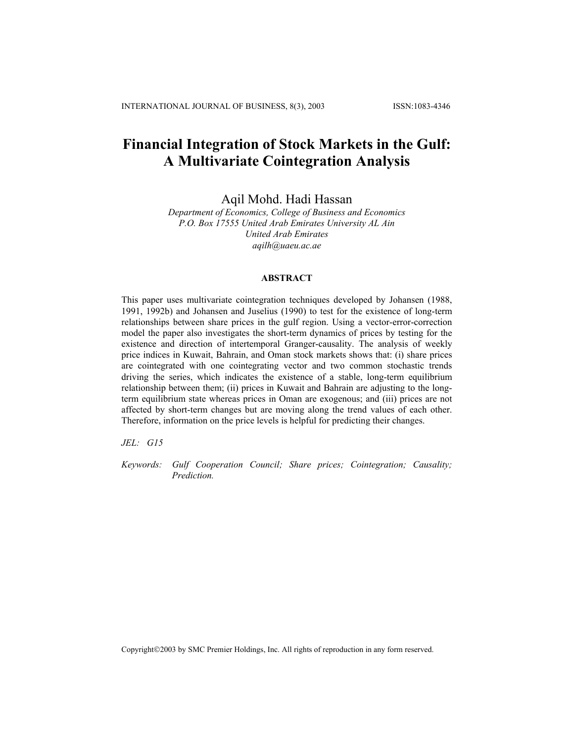# Financial Integration of Stock Markets in the Gulf: A Multivariate Cointegration Analysis

Aqil Mohd. Hadi Hassan

*Department of Economics, College of Business and Economics*
*P.O. Box 17555 United Arab Emirates University AL Ain*
*United Arab Emirates*
*aqilh@uaeu.ac.ae*

## ABSTRACT

This paper uses multivariate cointegration techniques developed by Johansen (1988, 1991, 1992b) and Johansen and Juselius (1990) to test for the existence of long-term relationships between share prices in the gulf region. Using a vector-error-correction model the paper also investigates the short-term dynamics of prices by testing for the existence and direction of intertemporal Granger-causality. The analysis of weekly price indices in Kuwait, Bahrain, and Oman stock markets shows that: (i) share prices are cointegrated with one cointegrating vector and two common stochastic trends driving the series, which indicates the existence of a stable, long-term equilibrium relationship between them; (ii) prices in Kuwait and Bahrain are adjusting to the long-term equilibrium state whereas prices in Oman are exogenous; and (iii) prices are not affected by short-term changes but are moving along the trend values of each other. Therefore, information on the price levels is helpful for predicting their changes.

*JEL:* *G15*

*Keywords:* *Gulf Cooperation Council; Share prices; Cointegration; Causality; Prediction.*

Copyright©2003 by SMC Premier Holdings, Inc. All rights of reproduction in any form reserved.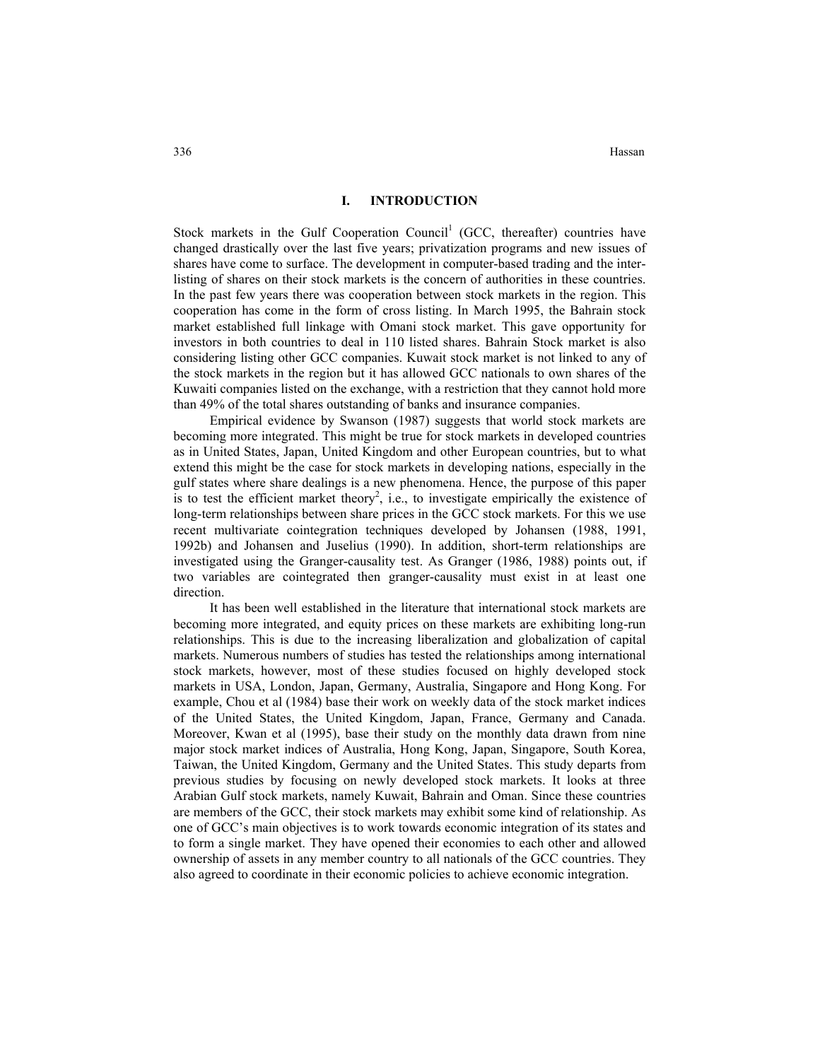## I. INTRODUCTION

Stock markets in the Gulf Cooperation Council[1] (GCC, thereafter) countries have changed drastically over the last five years; privatization programs and new issues of shares have come to surface. The development in computer-based trading and the inter-listing of shares on their stock markets is the concern of authorities in these countries. In the past few years there was cooperation between stock markets in the region. This cooperation has come in the form of cross listing. In March 1995, the Bahrain stock market established full linkage with Omani stock market. This gave opportunity for investors in both countries to deal in 110 listed shares. Bahrain Stock market is also considering listing other GCC companies. Kuwait stock market is not linked to any of the stock markets in the region but it has allowed GCC nationals to own shares of the Kuwaiti companies listed on the exchange, with a restriction that they cannot hold more than 49% of the total shares outstanding of banks and insurance companies.

Empirical evidence by Swanson (1987) suggests that world stock markets are becoming more integrated. This might be true for stock markets in developed countries as in United States, Japan, United Kingdom and other European countries, but to what extend this might be the case for stock markets in developing nations, especially in the gulf states where share dealings is a new phenomena. Hence, the purpose of this paper is to test the efficient market theory[2], i.e., to investigate empirically the existence of long-term relationships between share prices in the GCC stock markets. For this we use recent multivariate cointegration techniques developed by Johansen (1988, 1991, 1992b) and Johansen and Juselius (1990). In addition, short-term relationships are investigated using the Granger-causality test. As Granger (1986, 1988) points out, if two variables are cointegrated then granger-causality must exist in at least one direction.

It has been well established in the literature that international stock markets are becoming more integrated, and equity prices on these markets are exhibiting long-run relationships. This is due to the increasing liberalization and globalization of capital markets. Numerous numbers of studies has tested the relationships among international stock markets, however, most of these studies focused on highly developed stock markets in USA, London, Japan, Germany, Australia, Singapore and Hong Kong. For example, Chou et al (1984) base their work on weekly data of the stock market indices of the United States, the United Kingdom, Japan, France, Germany and Canada. Moreover, Kwan et al (1995), base their study on the monthly data drawn from nine major stock market indices of Australia, Hong Kong, Japan, Singapore, South Korea, Taiwan, the United Kingdom, Germany and the United States. This study departs from previous studies by focusing on newly developed stock markets. It looks at three Arabian Gulf stock markets, namely Kuwait, Bahrain and Oman. Since these countries are members of the GCC, their stock markets may exhibit some kind of relationship. As one of GCC's main objectives is to work towards economic integration of its states and to form a single market. They have opened their economies to each other and allowed ownership of assets in any member country to all nationals of the GCC countries. They also agreed to coordinate in their economic policies to achieve economic integration.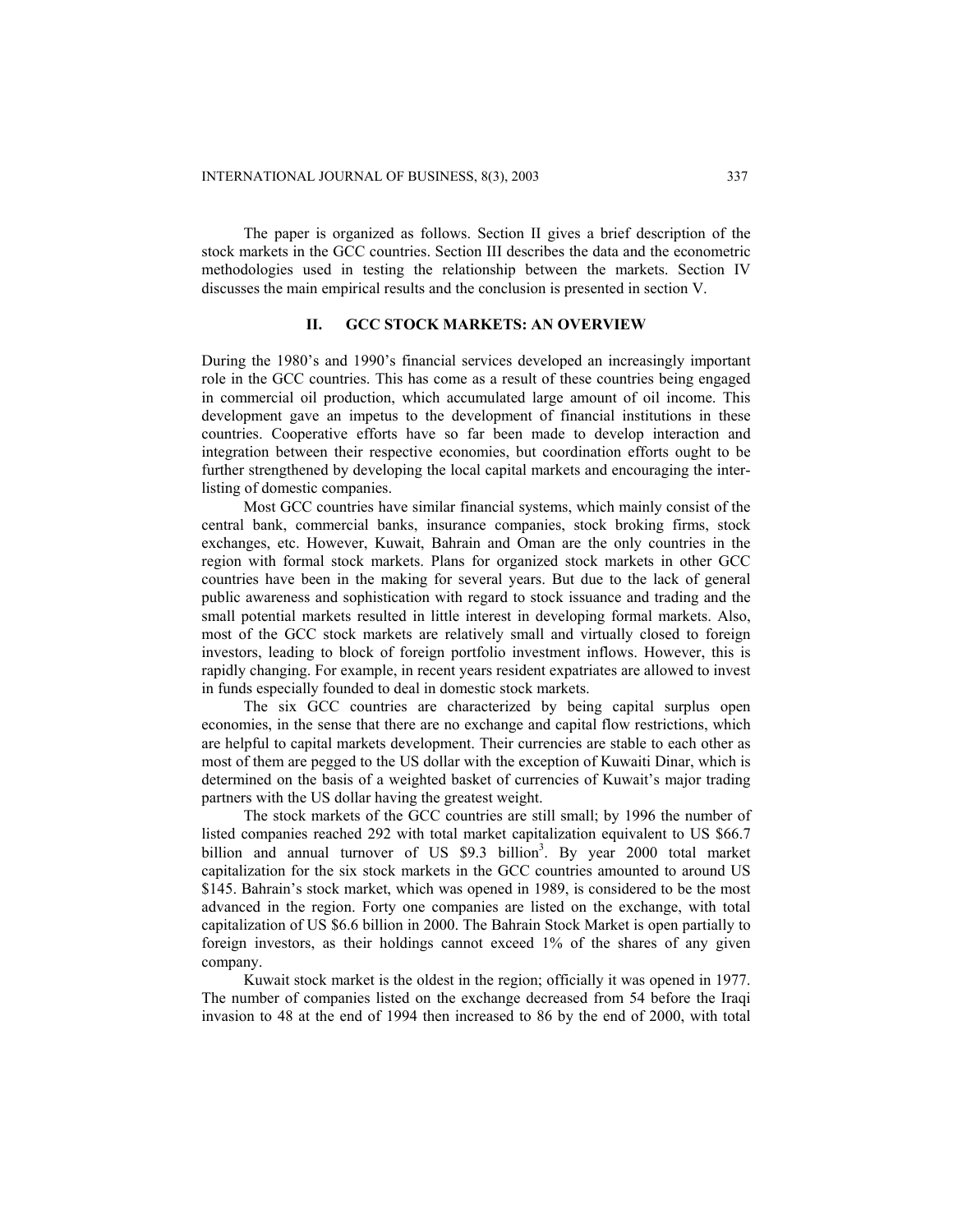The paper is organized as follows. Section II gives a brief description of the stock markets in the GCC countries. Section III describes the data and the econometric methodologies used in testing the relationship between the markets. Section IV discusses the main empirical results and the conclusion is presented in section V.

## II. GCC STOCK MARKETS: AN OVERVIEW

During the 1980's and 1990's financial services developed an increasingly important role in the GCC countries. This has come as a result of these countries being engaged in commercial oil production, which accumulated large amount of oil income. This development gave an impetus to the development of financial institutions in these countries. Cooperative efforts have so far been made to develop interaction and integration between their respective economies, but coordination efforts ought to be further strengthened by developing the local capital markets and encouraging the inter-listing of domestic companies.

Most GCC countries have similar financial systems, which mainly consist of the central bank, commercial banks, insurance companies, stock broking firms, stock exchanges, etc. However, Kuwait, Bahrain and Oman are the only countries in the region with formal stock markets. Plans for organized stock markets in other GCC countries have been in the making for several years. But due to the lack of general public awareness and sophistication with regard to stock issuance and trading and the small potential markets resulted in little interest in developing formal markets. Also, most of the GCC stock markets are relatively small and virtually closed to foreign investors, leading to block of foreign portfolio investment inflows. However, this is rapidly changing. For example, in recent years resident expatriates are allowed to invest in funds especially founded to deal in domestic stock markets.

The six GCC countries are characterized by being capital surplus open economies, in the sense that there are no exchange and capital flow restrictions, which are helpful to capital markets development. Their currencies are stable to each other as most of them are pegged to the US dollar with the exception of Kuwaiti Dinar, which is determined on the basis of a weighted basket of currencies of Kuwait's major trading partners with the US dollar having the greatest weight.

The stock markets of the GCC countries are still small; by 1996 the number of listed companies reached 292 with total market capitalization equivalent to US $66.7 billion and annual turnover of US $9.3 billion[3]. By year 2000 total market capitalization for the six stock markets in the GCC countries amounted to around US $145. Bahrain's stock market, which was opened in 1989, is considered to be the most advanced in the region. Forty one companies are listed on the exchange, with total capitalization of US $6.6 billion in 2000. The Bahrain Stock Market is open partially to foreign investors, as their holdings cannot exceed 1% of the shares of any given company.

Kuwait stock market is the oldest in the region; officially it was opened in 1977. The number of companies listed on the exchange decreased from 54 before the Iraqi invasion to 48 at the end of 1994 then increased to 86 by the end of 2000, with total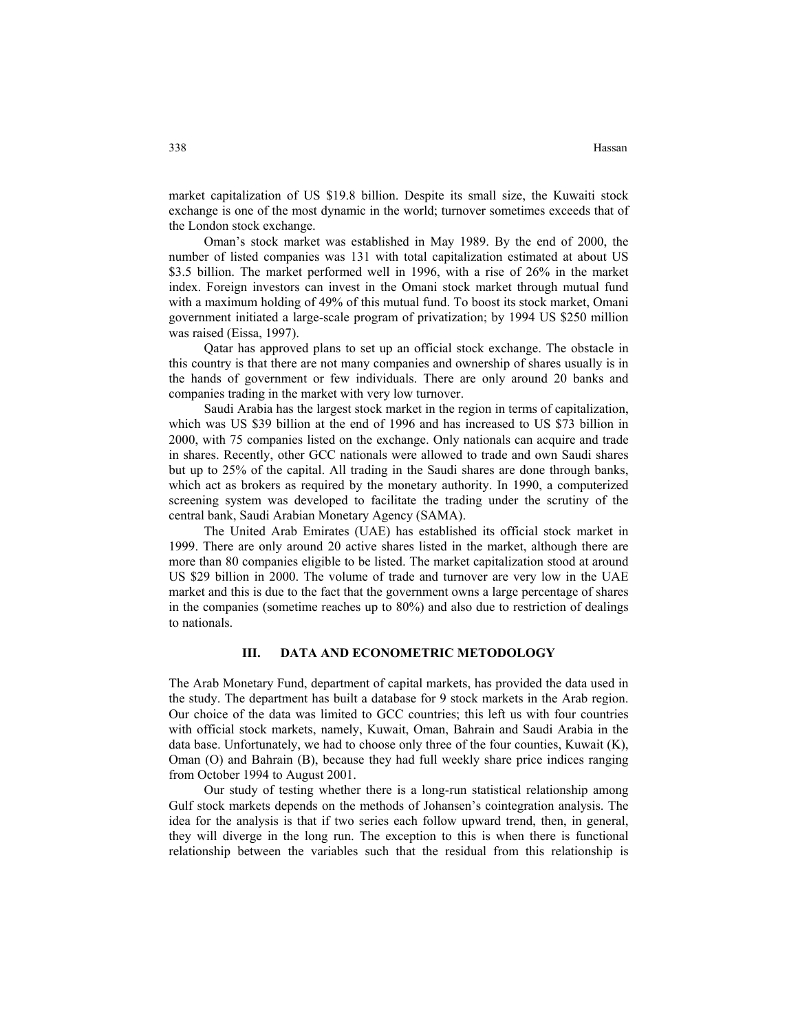market capitalization of US $19.8 billion. Despite its small size, the Kuwaiti stock exchange is one of the most dynamic in the world; turnover sometimes exceeds that of the London stock exchange.

Oman's stock market was established in May 1989. By the end of 2000, the number of listed companies was 131 with total capitalization estimated at about US $3.5 billion. The market performed well in 1996, with a rise of 26% in the market index. Foreign investors can invest in the Omani stock market through mutual fund with a maximum holding of 49% of this mutual fund. To boost its stock market, Omani government initiated a large-scale program of privatization; by 1994 US $250 million was raised (Eissa, 1997).

Qatar has approved plans to set up an official stock exchange. The obstacle in this country is that there are not many companies and ownership of shares usually is in the hands of government or few individuals. There are only around 20 banks and companies trading in the market with very low turnover.

Saudi Arabia has the largest stock market in the region in terms of capitalization, which was US $39 billion at the end of 1996 and has increased to US $73 billion in 2000, with 75 companies listed on the exchange. Only nationals can acquire and trade in shares. Recently, other GCC nationals were allowed to trade and own Saudi shares but up to 25% of the capital. All trading in the Saudi shares are done through banks, which act as brokers as required by the monetary authority. In 1990, a computerized screening system was developed to facilitate the trading under the scrutiny of the central bank, Saudi Arabian Monetary Agency (SAMA).

The United Arab Emirates (UAE) has established its official stock market in 1999. There are only around 20 active shares listed in the market, although there are more than 80 companies eligible to be listed. The market capitalization stood at around US $29 billion in 2000. The volume of trade and turnover are very low in the UAE market and this is due to the fact that the government owns a large percentage of shares in the companies (sometime reaches up to 80%) and also due to restriction of dealings to nationals.

## III. DATA AND ECONOMETRIC METODOLOGY

The Arab Monetary Fund, department of capital markets, has provided the data used in the study. The department has built a database for 9 stock markets in the Arab region. Our choice of the data was limited to GCC countries; this left us with four countries with official stock markets, namely, Kuwait, Oman, Bahrain and Saudi Arabia in the data base. Unfortunately, we had to choose only three of the four counties, Kuwait (K), Oman (O) and Bahrain (B), because they had full weekly share price indices ranging from October 1994 to August 2001.

Our study of testing whether there is a long-run statistical relationship among Gulf stock markets depends on the methods of Johansen's cointegration analysis. The idea for the analysis is that if two series each follow upward trend, then, in general, they will diverge in the long run. The exception to this is when there is functional relationship between the variables such that the residual from this relationship is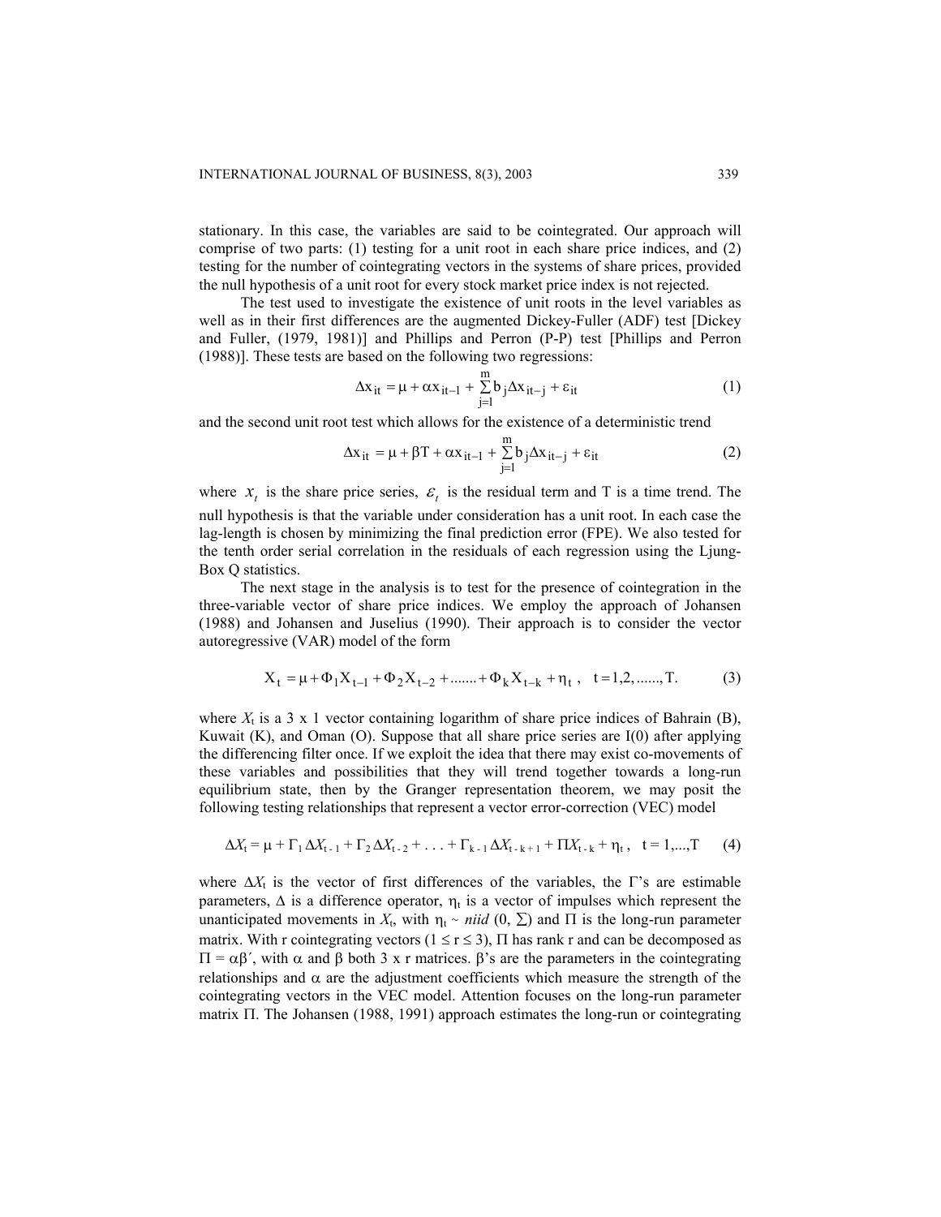stationary. In this case, the variables are said to be cointegrated. Our approach will comprise of two parts: (1) testing for a unit root in each share price indices, and (2) testing for the number of cointegrating vectors in the systems of share prices, provided the null hypothesis of a unit root for every stock market price index is not rejected.

The test used to investigate the existence of unit roots in the level variables as well as in their first differences are the augmented Dickey-Fuller (ADF) test [Dickey and Fuller, (1979, 1981)] and Phillips and Perron (P-P) test [Phillips and Perron (1988)]. These tests are based on the following two regressions:

$$\Delta x_{it} = \mu + \alpha x_{it-1} + \sum_{j=1}^{m} b_j \Delta x_{it-j} + \varepsilon_{it} \tag{1}$$

and the second unit root test which allows for the existence of a deterministic trend

$$\Delta x_{it} = \mu + \beta T + \alpha x_{it-1} + \sum_{j=1}^{m} b_j \Delta x_{it-j} + \varepsilon_{it} \tag{2}$$

where $x_t$ is the share price series, $\varepsilon_t$ is the residual term and T is a time trend. The null hypothesis is that the variable under consideration has a unit root. In each case the lag-length is chosen by minimizing the final prediction error (FPE). We also tested for the tenth order serial correlation in the residuals of each regression using the Ljung-Box Q statistics.

The next stage in the analysis is to test for the presence of cointegration in the three-variable vector of share price indices. We employ the approach of Johansen (1988) and Johansen and Juselius (1990). Their approach is to consider the vector autoregressive (VAR) model of the form

$$X_t = \mu + \Phi_1 X_{t-1} + \Phi_2 X_{t-2} + \ldots\ldots + \Phi_k X_{t-k} + \eta_t, \quad t = 1,2,\ldots\ldots,T. \tag{3}$$

where $X_t$ is a 3 x 1 vector containing logarithm of share price indices of Bahrain (B), Kuwait (K), and Oman (O). Suppose that all share price series are I(0) after applying the differencing filter once. If we exploit the idea that there may exist co-movements of these variables and possibilities that they will trend together towards a long-run equilibrium state, then by the Granger representation theorem, we may posit the following testing relationships that represent a vector error-correction (VEC) model

$$\Delta X_t = \mu + \Gamma_1 \Delta X_{t-1} + \Gamma_2 \Delta X_{t-2} + \ldots + \Gamma_{k-1} \Delta X_{t-k+1} + \Pi X_{t-k} + \eta_t, \quad t = 1,\ldots,T \tag{4}$$

where $\Delta X_t$ is the vector of first differences of the variables, the $\Gamma$'s are estimable parameters, $\Delta$ is a difference operator, $\eta_t$ is a vector of impulses which represent the unanticipated movements in $X_t$, with $\eta_t \sim$ *niid* $(0, \Sigma)$ and $\Pi$ is the long-run parameter matrix. With r cointegrating vectors $(1 \leq r \leq 3)$, $\Pi$ has rank r and can be decomposed as $\Pi = \alpha\beta'$, with $\alpha$ and $\beta$ both 3 x r matrices. $\beta$'s are the parameters in the cointegrating relationships and $\alpha$ are the adjustment coefficients which measure the strength of the cointegrating vectors in the VEC model. Attention focuses on the long-run parameter matrix $\Pi$. The Johansen (1988, 1991) approach estimates the long-run or cointegrating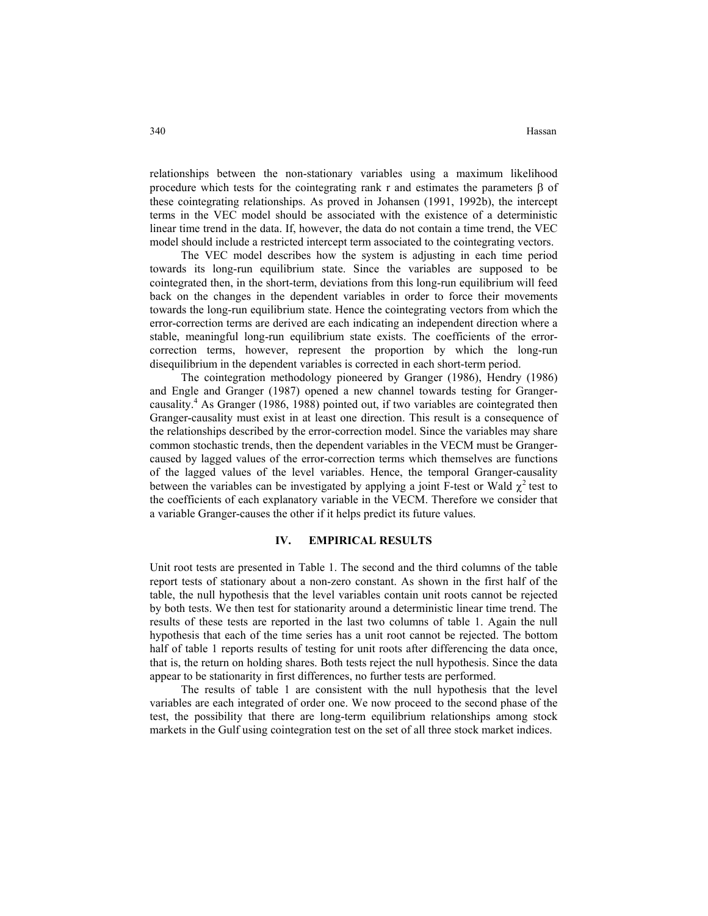relationships between the non-stationary variables using a maximum likelihood procedure which tests for the cointegrating rank r and estimates the parameters $\beta$ of these cointegrating relationships. As proved in Johansen (1991, 1992b), the intercept terms in the VEC model should be associated with the existence of a deterministic linear time trend in the data. If, however, the data do not contain a time trend, the VEC model should include a restricted intercept term associated to the cointegrating vectors.

The VEC model describes how the system is adjusting in each time period towards its long-run equilibrium state. Since the variables are supposed to be cointegrated then, in the short-term, deviations from this long-run equilibrium will feed back on the changes in the dependent variables in order to force their movements towards the long-run equilibrium state. Hence the cointegrating vectors from which the error-correction terms are derived are each indicating an independent direction where a stable, meaningful long-run equilibrium state exists. The coefficients of the error-correction terms, however, represent the proportion by which the long-run disequilibrium in the dependent variables is corrected in each short-term period.

The cointegration methodology pioneered by Granger (1986), Hendry (1986) and Engle and Granger (1987) opened a new channel towards testing for Granger-causality.[4] As Granger (1986, 1988) pointed out, if two variables are cointegrated then Granger-causality must exist in at least one direction. This result is a consequence of the relationships described by the error-correction model. Since the variables may share common stochastic trends, then the dependent variables in the VECM must be Granger-caused by lagged values of the error-correction terms which themselves are functions of the lagged values of the level variables. Hence, the temporal Granger-causality between the variables can be investigated by applying a joint F-test or Wald $\chi^2$ test to the coefficients of each explanatory variable in the VECM. Therefore we consider that a variable Granger-causes the other if it helps predict its future values.

## IV. EMPIRICAL RESULTS

Unit root tests are presented in Table 1. The second and the third columns of the table report tests of stationary about a non-zero constant. As shown in the first half of the table, the null hypothesis that the level variables contain unit roots cannot be rejected by both tests. We then test for stationarity around a deterministic linear time trend. The results of these tests are reported in the last two columns of table 1. Again the null hypothesis that each of the time series has a unit root cannot be rejected. The bottom half of table 1 reports results of testing for unit roots after differencing the data once, that is, the return on holding shares. Both tests reject the null hypothesis. Since the data appear to be stationarity in first differences, no further tests are performed.

The results of table 1 are consistent with the null hypothesis that the level variables are each integrated of order one. We now proceed to the second phase of the test, the possibility that there are long-term equilibrium relationships among stock markets in the Gulf using cointegration test on the set of all three stock market indices.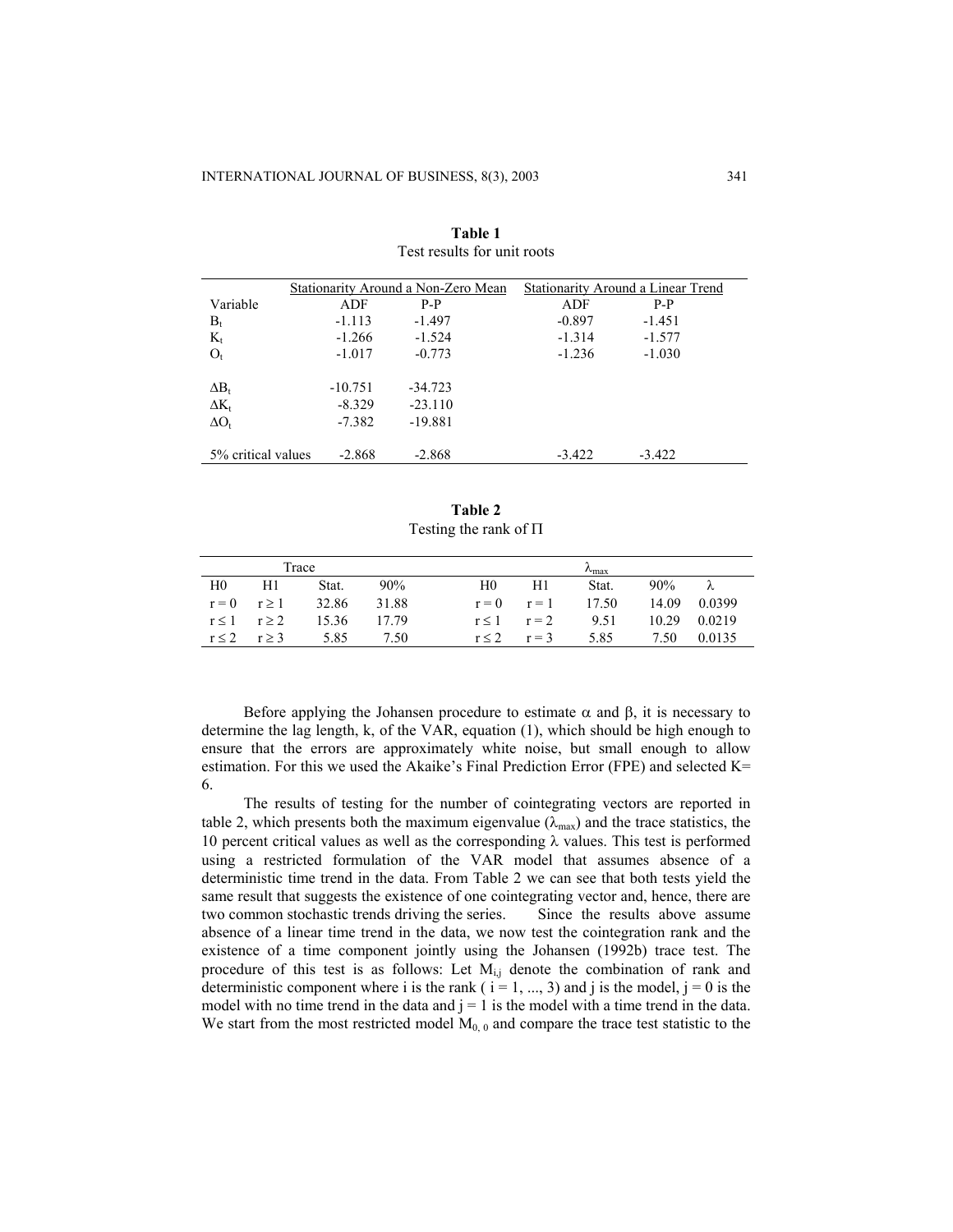**Table 1**
Test results for unit roots

| | Stationarity Around a Non-Zero Mean | | Stationarity Around a Linear Trend | |
|---|---|---|---|---|
| Variable | ADF | P-P | ADF | P-P |
| $B_t$ | -1.113 | -1.497 | -0.897 | -1.451 |
| $K_t$ | -1.266 | -1.524 | -1.314 | -1.577 |
| $O_t$ | -1.017 | -0.773 | -1.236 | -1.030 |
| $\Delta B_t$ | -10.751 | -34.723 | | |
| $\Delta K_t$ | -8.329 | -23.110 | | |
| $\Delta O_t$ | -7.382 | -19.881 | | |
| 5% critical values | -2.868 | -2.868 | -3.422 | -3.422 |

**Table 2**
Testing the rank of $\Pi$

| Trace | | | | $\lambda_{max}$ | | | | |
|---|---|---|---|---|---|---|---|---|
| H0 | H1 | Stat. | 90% | H0 | H1 | Stat. | 90% | $\lambda$ |
| $r = 0$ | $r \geq 1$ | 32.86 | 31.88 | $r = 0$ | $r = 1$ | 17.50 | 14.09 | 0.0399 |
| $r \leq 1$ | $r \geq 2$ | 15.36 | 17.79 | $r \leq 1$ | $r = 2$ | 9.51 | 10.29 | 0.0219 |
| $r \leq 2$ | $r \geq 3$ | 5.85 | 7.50 | $r \leq 2$ | $r = 3$ | 5.85 | 7.50 | 0.0135 |

Before applying the Johansen procedure to estimate $\alpha$ and $\beta$, it is necessary to determine the lag length, k, of the VAR, equation (1), which should be high enough to ensure that the errors are approximately white noise, but small enough to allow estimation. For this we used the Akaike's Final Prediction Error (FPE) and selected K= 6.

The results of testing for the number of cointegrating vectors are reported in table 2, which presents both the maximum eigenvalue ($\lambda_{max}$) and the trace statistics, the 10 percent critical values as well as the corresponding $\lambda$ values. This test is performed using a restricted formulation of the VAR model that assumes absence of a deterministic time trend in the data. From Table 2 we can see that both tests yield the same result that suggests the existence of one cointegrating vector and, hence, there are two common stochastic trends driving the series. Since the results above assume absence of a linear time trend in the data, we now test the cointegration rank and the existence of a time component jointly using the Johansen (1992b) trace test. The procedure of this test is as follows: Let $M_{i,j}$ denote the combination of rank and deterministic component where i is the rank ( $i = 1, ..., 3$) and j is the model, $j = 0$ is the model with no time trend in the data and $j = 1$ is the model with a time trend in the data. We start from the most restricted model $M_{0,0}$ and compare the trace test statistic to the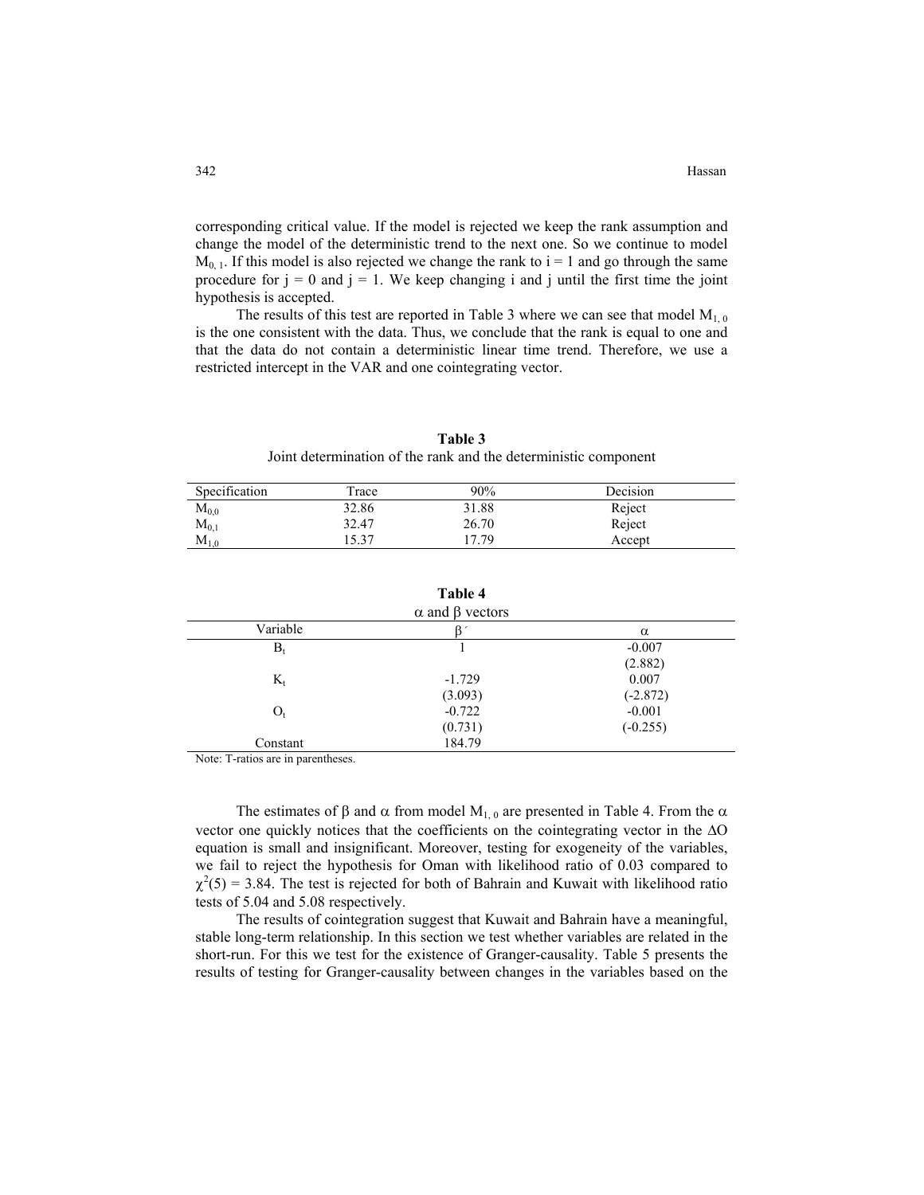corresponding critical value. If the model is rejected we keep the rank assumption and change the model of the deterministic trend to the next one. So we continue to model $M_{0,1}$. If this model is also rejected we change the rank to i = 1 and go through the same procedure for j = 0 and j = 1. We keep changing i and j until the first time the joint hypothesis is accepted.

The results of this test are reported in Table 3 where we can see that model $M_{1,0}$ is the one consistent with the data. Thus, we conclude that the rank is equal to one and that the data do not contain a deterministic linear time trend. Therefore, we use a restricted intercept in the VAR and one cointegrating vector.

**Table 3**

Joint determination of the rank and the deterministic component

| Specification | Trace | 90% | Decision |
|---|---|---|---|
| $M_{0,0}$ | 32.86 | 31.88 | Reject |
| $M_{0,1}$ | 32.47 | 26.70 | Reject |
| $M_{1,0}$ | 15.37 | 17.79 | Accept |

**Table 4**

$\alpha$ and $\beta$ vectors

| Variable | $\beta'$ | $\alpha$ |
|---|---|---|
| $B_t$ | 1 | -0.007 |
| | | (2.882) |
| $K_t$ | -1.729 | 0.007 |
| | (3.093) | (-2.872) |
| $O_t$ | -0.722 | -0.001 |
| | (0.731) | (-0.255) |
| Constant | 184.79 | |

Note: T-ratios are in parentheses.

The estimates of $\beta$ and $\alpha$ from model $M_{1,0}$ are presented in Table 4. From the $\alpha$ vector one quickly notices that the coefficients on the cointegrating vector in the $\Delta O$ equation is small and insignificant. Moreover, testing for exogeneity of the variables, we fail to reject the hypothesis for Oman with likelihood ratio of 0.03 compared to $\chi^2(5) = 3.84$. The test is rejected for both of Bahrain and Kuwait with likelihood ratio tests of 5.04 and 5.08 respectively.

The results of cointegration suggest that Kuwait and Bahrain have a meaningful, stable long-term relationship. In this section we test whether variables are related in the short-run. For this we test for the existence of Granger-causality. Table 5 presents the results of testing for Granger-causality between changes in the variables based on the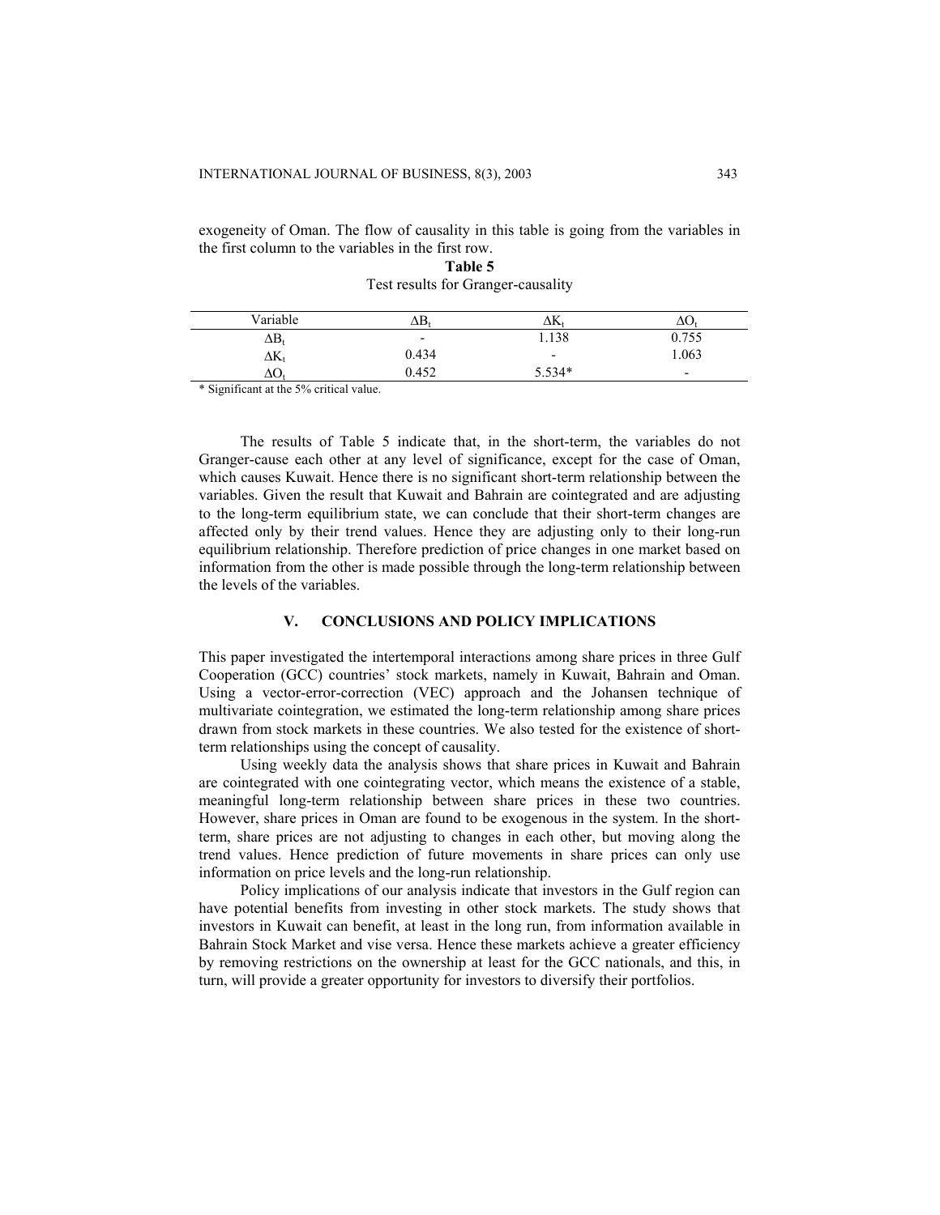exogeneity of Oman. The flow of causality in this table is going from the variables in the first column to the variables in the first row.

**Table 5**

Test results for Granger-causality

| Variable | $\Delta B_t$ | $\Delta K_t$ | $\Delta O_t$ |
|---|---|---|---|
| $\Delta B_t$ | - | 1.138 | 0.755 |
| $\Delta K_t$ | 0.434 | - | 1.063 |
| $\Delta O_t$ | 0.452 | 5.534* | - |

\* Significant at the 5% critical value.

The results of Table 5 indicate that, in the short-term, the variables do not Granger-cause each other at any level of significance, except for the case of Oman, which causes Kuwait. Hence there is no significant short-term relationship between the variables. Given the result that Kuwait and Bahrain are cointegrated and are adjusting to the long-term equilibrium state, we can conclude that their short-term changes are affected only by their trend values. Hence they are adjusting only to their long-run equilibrium relationship. Therefore prediction of price changes in one market based on information from the other is made possible through the long-term relationship between the levels of the variables.

## V. CONCLUSIONS AND POLICY IMPLICATIONS

This paper investigated the intertemporal interactions among share prices in three Gulf Cooperation (GCC) countries' stock markets, namely in Kuwait, Bahrain and Oman. Using a vector-error-correction (VEC) approach and the Johansen technique of multivariate cointegration, we estimated the long-term relationship among share prices drawn from stock markets in these countries. We also tested for the existence of short-term relationships using the concept of causality.

Using weekly data the analysis shows that share prices in Kuwait and Bahrain are cointegrated with one cointegrating vector, which means the existence of a stable, meaningful long-term relationship between share prices in these two countries. However, share prices in Oman are found to be exogenous in the system. In the short-term, share prices are not adjusting to changes in each other, but moving along the trend values. Hence prediction of future movements in share prices can only use information on price levels and the long-run relationship.

Policy implications of our analysis indicate that investors in the Gulf region can have potential benefits from investing in other stock markets. The study shows that investors in Kuwait can benefit, at least in the long run, from information available in Bahrain Stock Market and vise versa. Hence these markets achieve a greater efficiency by removing restrictions on the ownership at least for the GCC nationals, and this, in turn, will provide a greater opportunity for investors to diversify their portfolios.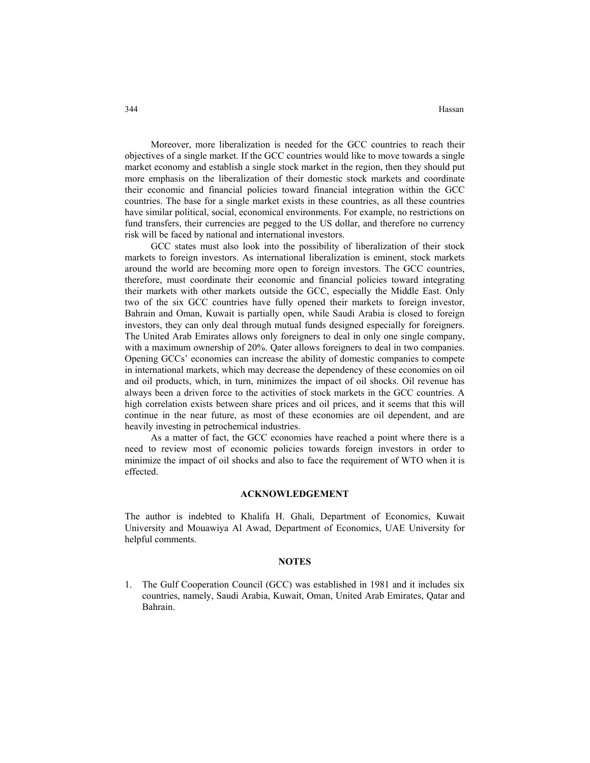Moreover, more liberalization is needed for the GCC countries to reach their objectives of a single market. If the GCC countries would like to move towards a single market economy and establish a single stock market in the region, then they should put more emphasis on the liberalization of their domestic stock markets and coordinate their economic and financial policies toward financial integration within the GCC countries. The base for a single market exists in these countries, as all these countries have similar political, social, economical environments. For example, no restrictions on fund transfers, their currencies are pegged to the US dollar, and therefore no currency risk will be faced by national and international investors.

GCC states must also look into the possibility of liberalization of their stock markets to foreign investors. As international liberalization is eminent, stock markets around the world are becoming more open to foreign investors. The GCC countries, therefore, must coordinate their economic and financial policies toward integrating their markets with other markets outside the GCC, especially the Middle East. Only two of the six GCC countries have fully opened their markets to foreign investor, Bahrain and Oman, Kuwait is partially open, while Saudi Arabia is closed to foreign investors, they can only deal through mutual funds designed especially for foreigners. The United Arab Emirates allows only foreigners to deal in only one single company, with a maximum ownership of 20%. Qater allows foreigners to deal in two companies. Opening GCCs' economies can increase the ability of domestic companies to compete in international markets, which may decrease the dependency of these economies on oil and oil products, which, in turn, minimizes the impact of oil shocks. Oil revenue has always been a driven force to the activities of stock markets in the GCC countries. A high correlation exists between share prices and oil prices, and it seems that this will continue in the near future, as most of these economies are oil dependent, and are heavily investing in petrochemical industries.

As a matter of fact, the GCC economies have reached a point where there is a need to review most of economic policies towards foreign investors in order to minimize the impact of oil shocks and also to face the requirement of WTO when it is effected.

## ACKNOWLEDGEMENT

The author is indebted to Khalifa H. Ghali, Department of Economics, Kuwait University and Mouawiya Al Awad, Department of Economics, UAE University for helpful comments.

## NOTES

1. The Gulf Cooperation Council (GCC) was established in 1981 and it includes six countries, namely, Saudi Arabia, Kuwait, Oman, United Arab Emirates, Qatar and Bahrain.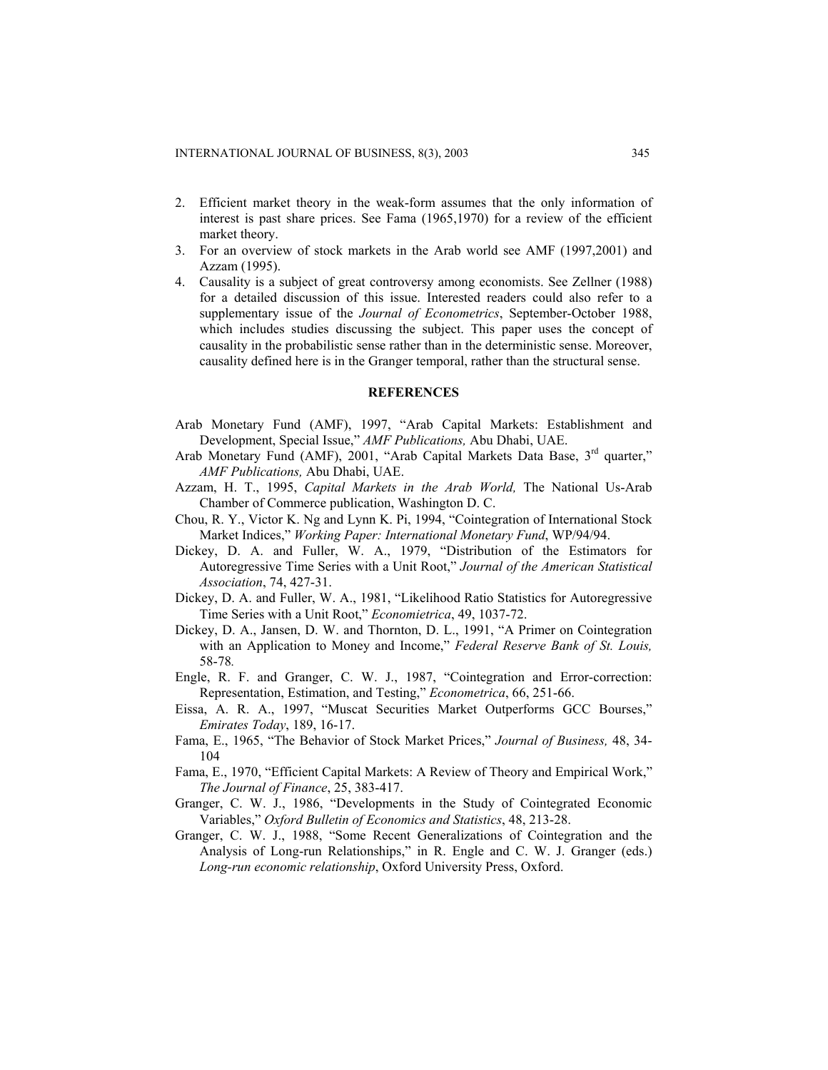2. Efficient market theory in the weak-form assumes that the only information of interest is past share prices. See Fama (1965,1970) for a review of the efficient market theory.
3. For an overview of stock markets in the Arab world see AMF (1997,2001) and Azzam (1995).
4. Causality is a subject of great controversy among economists. See Zellner (1988) for a detailed discussion of this issue. Interested readers could also refer to a supplementary issue of the *Journal of Econometrics*, September-October 1988, which includes studies discussing the subject. This paper uses the concept of causality in the probabilistic sense rather than in the deterministic sense. Moreover, causality defined here is in the Granger temporal, rather than the structural sense.

## REFERENCES

Arab Monetary Fund (AMF), 1997, "Arab Capital Markets: Establishment and Development, Special Issue," *AMF Publications,* Abu Dhabi, UAE.

Arab Monetary Fund (AMF), 2001, "Arab Capital Markets Data Base, 3rd quarter," *AMF Publications,* Abu Dhabi, UAE.

Azzam, H. T., 1995, *Capital Markets in the Arab World,* The National Us-Arab Chamber of Commerce publication, Washington D. C.

Chou, R. Y., Victor K. Ng and Lynn K. Pi, 1994, "Cointegration of International Stock Market Indices," *Working Paper: International Monetary Fund*, WP/94/94.

Dickey, D. A. and Fuller, W. A., 1979, "Distribution of the Estimators for Autoregressive Time Series with a Unit Root," *Journal of the American Statistical Association*, 74, 427-31.

Dickey, D. A. and Fuller, W. A., 1981, "Likelihood Ratio Statistics for Autoregressive Time Series with a Unit Root," *Economietrica*, 49, 1037-72.

Dickey, D. A., Jansen, D. W. and Thornton, D. L., 1991, "A Primer on Cointegration with an Application to Money and Income," *Federal Reserve Bank of St. Louis,* 58-78.

Engle, R. F. and Granger, C. W. J., 1987, "Cointegration and Error-correction: Representation, Estimation, and Testing," *Econometrica*, 66, 251-66.

Eissa, A. R. A., 1997, "Muscat Securities Market Outperforms GCC Bourses," *Emirates Today*, 189, 16-17.

Fama, E., 1965, "The Behavior of Stock Market Prices," *Journal of Business,* 48, 34-104

Fama, E., 1970, "Efficient Capital Markets: A Review of Theory and Empirical Work," *The Journal of Finance*, 25, 383-417.

Granger, C. W. J., 1986, "Developments in the Study of Cointegrated Economic Variables," *Oxford Bulletin of Economics and Statistics*, 48, 213-28.

Granger, C. W. J., 1988, "Some Recent Generalizations of Cointegration and the Analysis of Long-run Relationships," in R. Engle and C. W. J. Granger (eds.) *Long-run economic relationship*, Oxford University Press, Oxford.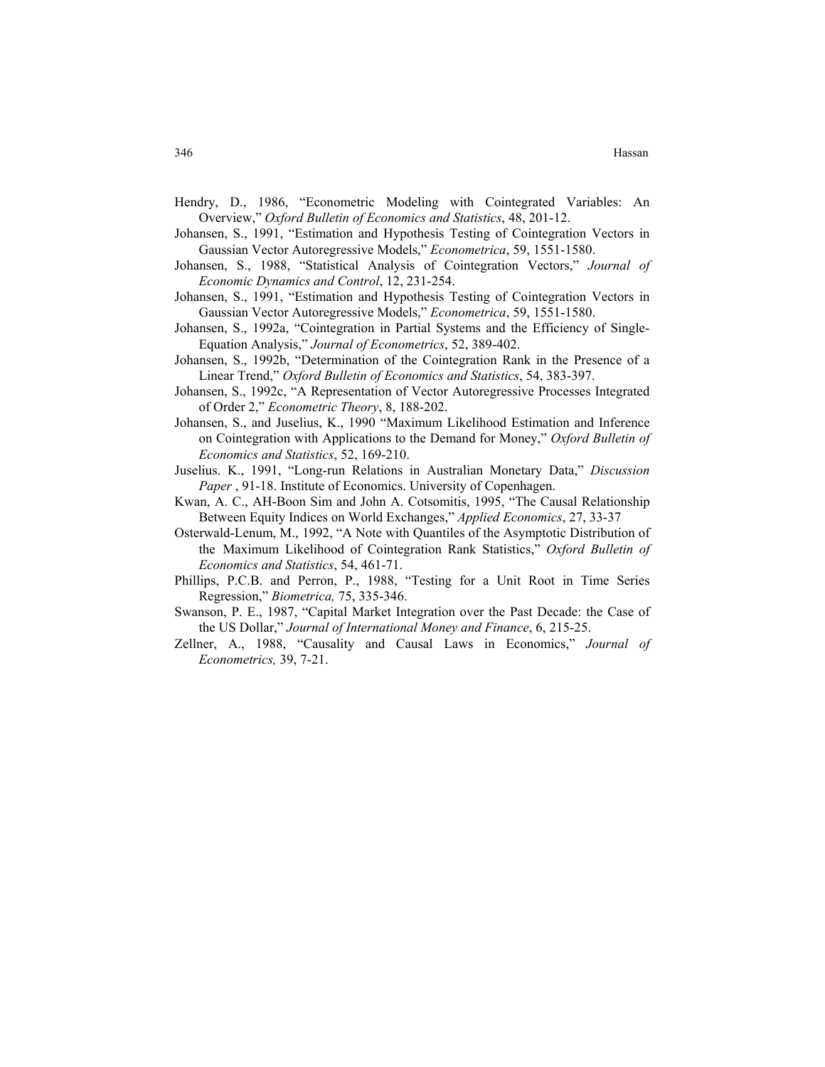Hendry, D., 1986, "Econometric Modeling with Cointegrated Variables: An Overview," *Oxford Bulletin of Economics and Statistics*, 48, 201-12.

Johansen, S., 1991, "Estimation and Hypothesis Testing of Cointegration Vectors in Gaussian Vector Autoregressive Models," *Econometrica*, 59, 1551-1580.

Johansen, S., 1988, "Statistical Analysis of Cointegration Vectors," *Journal of Economic Dynamics and Control*, 12, 231-254.

Johansen, S., 1991, "Estimation and Hypothesis Testing of Cointegration Vectors in Gaussian Vector Autoregressive Models," *Econometrica*, 59, 1551-1580.

Johansen, S., 1992a, "Cointegration in Partial Systems and the Efficiency of Single-Equation Analysis," *Journal of Econometrics*, 52, 389-402.

Johansen, S., 1992b, "Determination of the Cointegration Rank in the Presence of a Linear Trend," *Oxford Bulletin of Economics and Statistics*, 54, 383-397.

Johansen, S., 1992c, "A Representation of Vector Autoregressive Processes Integrated of Order 2," *Econometric Theory*, 8, 188-202.

Johansen, S., and Juselius, K., 1990 "Maximum Likelihood Estimation and Inference on Cointegration with Applications to the Demand for Money," *Oxford Bulletin of Economics and Statistics*, 52, 169-210.

Juselius. K., 1991, "Long-run Relations in Australian Monetary Data," *Discussion Paper* , 91-18. Institute of Economics. University of Copenhagen.

Kwan, A. C., AH-Boon Sim and John A. Cotsomitis, 1995, "The Causal Relationship Between Equity Indices on World Exchanges," *Applied Economics*, 27, 33-37

Osterwald-Lenum, M., 1992, "A Note with Quantiles of the Asymptotic Distribution of the Maximum Likelihood of Cointegration Rank Statistics," *Oxford Bulletin of Economics and Statistics*, 54, 461-71.

Phillips, P.C.B. and Perron, P., 1988, "Testing for a Unit Root in Time Series Regression," *Biometrica,* 75, 335-346.

Swanson, P. E., 1987, "Capital Market Integration over the Past Decade: the Case of the US Dollar," *Journal of International Money and Finance*, 6, 215-25.

Zellner, A., 1988, "Causality and Causal Laws in Economics," *Journal of Econometrics,* 39, 7-21.